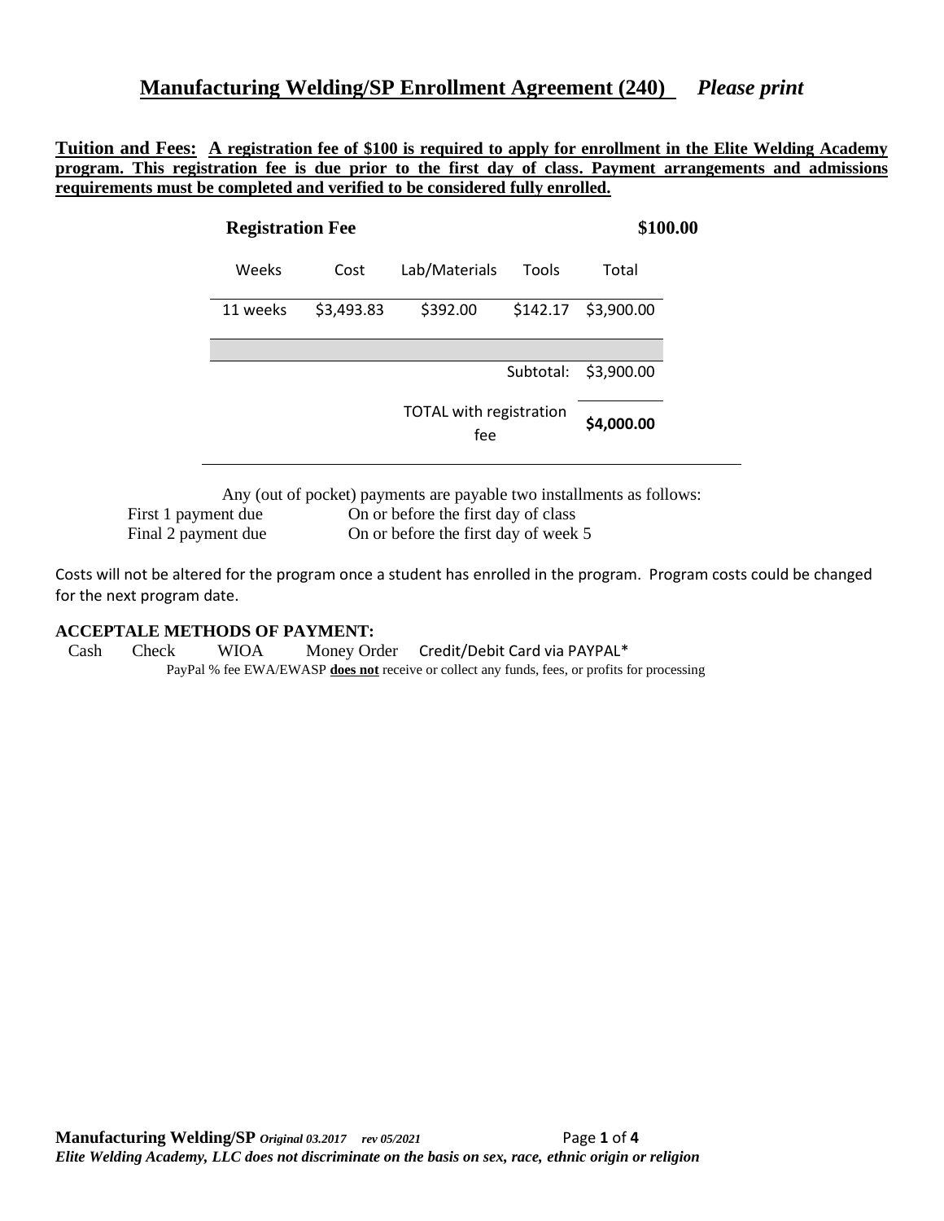# Manufacturing Welding/SP Enrollment Agreement (240) *Please print*

**Tuition and Fees:** **A registration fee of $100 is required to apply for enrollment in the Elite Welding Academy program. This registration fee is due prior to the first day of class. Payment arrangements and admissions requirements must be completed and verified to be considered fully enrolled.**

| **Registration Fee** | | | | **$100.00** |
|---|---|---|---|---|
| Weeks | Cost | Lab/Materials | Tools | Total |
| 11 weeks | $3,493.83 | $392.00 | $142.17 | $3,900.00 |
| | | | | |
| | | | Subtotal: | $3,900.00 |
| | | TOTAL with registration fee | | **$4,000.00** |

Any (out of pocket) payments are payable two installments as follows:

| | |
|---|---|
| First 1 payment due | On or before the first day of class |
| Final 2 payment due | On or before the first day of week 5 |

Costs will not be altered for the program once a student has enrolled in the program. Program costs could be changed for the next program date.

**ACCEPTALE METHODS OF PAYMENT:**

Cash Check WIOA Money Order Credit/Debit Card via PAYPAL*

PayPal % fee EWA/EWASP **does not** receive or collect any funds, fees, or profits for processing

**Manufacturing Welding/SP** *Original 03.2017 rev 05/2021*

*Elite Welding Academy, LLC does not discriminate on the basis on sex, race, ethnic origin or religion*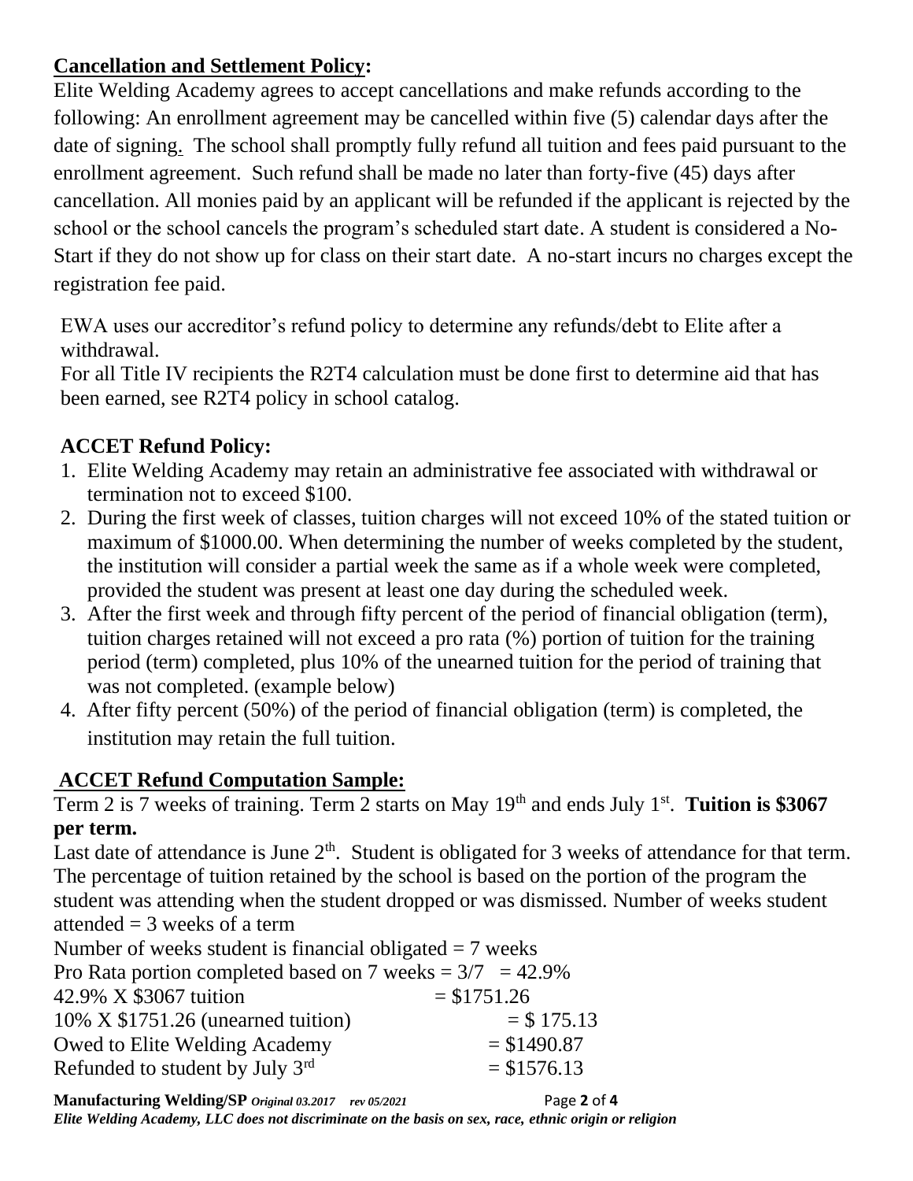**<u>Cancellation and Settlement Policy</u>:**
Elite Welding Academy agrees to accept cancellations and make refunds according to the following: An enrollment agreement may be cancelled within five (5) calendar days after the date of signing. The school shall promptly fully refund all tuition and fees paid pursuant to the enrollment agreement. Such refund shall be made no later than forty-five (45) days after cancellation. All monies paid by an applicant will be refunded if the applicant is rejected by the school or the school cancels the program's scheduled start date. A student is considered a No-Start if they do not show up for class on their start date. A no-start incurs no charges except the registration fee paid.

EWA uses our accreditor's refund policy to determine any refunds/debt to Elite after a withdrawal.
For all Title IV recipients the R2T4 calculation must be done first to determine aid that has been earned, see R2T4 policy in school catalog.

**ACCET Refund Policy:**

1. Elite Welding Academy may retain an administrative fee associated with withdrawal or termination not to exceed $100.
2. During the first week of classes, tuition charges will not exceed 10% of the stated tuition or maximum of $1000.00. When determining the number of weeks completed by the student, the institution will consider a partial week the same as if a whole week were completed, provided the student was present at least one day during the scheduled week.
3. After the first week and through fifty percent of the period of financial obligation (term), tuition charges retained will not exceed a pro rata (%) portion of tuition for the training period (term) completed, plus 10% of the unearned tuition for the period of training that was not completed. (example below)
4. After fifty percent (50%) of the period of financial obligation (term) is completed, the institution may retain the full tuition.

**<u>ACCET Refund Computation Sample:</u>**
Term 2 is 7 weeks of training. Term 2 starts on May 19th and ends July 1st. **Tuition is $3067 per term.**
Last date of attendance is June 2th. Student is obligated for 3 weeks of attendance for that term. The percentage of tuition retained by the school is based on the portion of the program the student was attending when the student dropped or was dismissed. Number of weeks student attended = 3 weeks of a term
Number of weeks student is financial obligated = 7 weeks
Pro Rata portion completed based on 7 weeks = 3/7 = 42.9%

| | |
|---|---|
| 42.9% X $3067 tuition | = $1751.26 |
| 10% X $1751.26 (unearned tuition) | = $ 175.13 |
| Owed to Elite Welding Academy | = $1490.87 |
| Refunded to student by July 3rd | = $1576.13 |

**Manufacturing Welding/SP** *Original 03.2017 rev 05/2021*
***Elite Welding Academy, LLC does not discriminate on the basis on sex, race, ethnic origin or religion***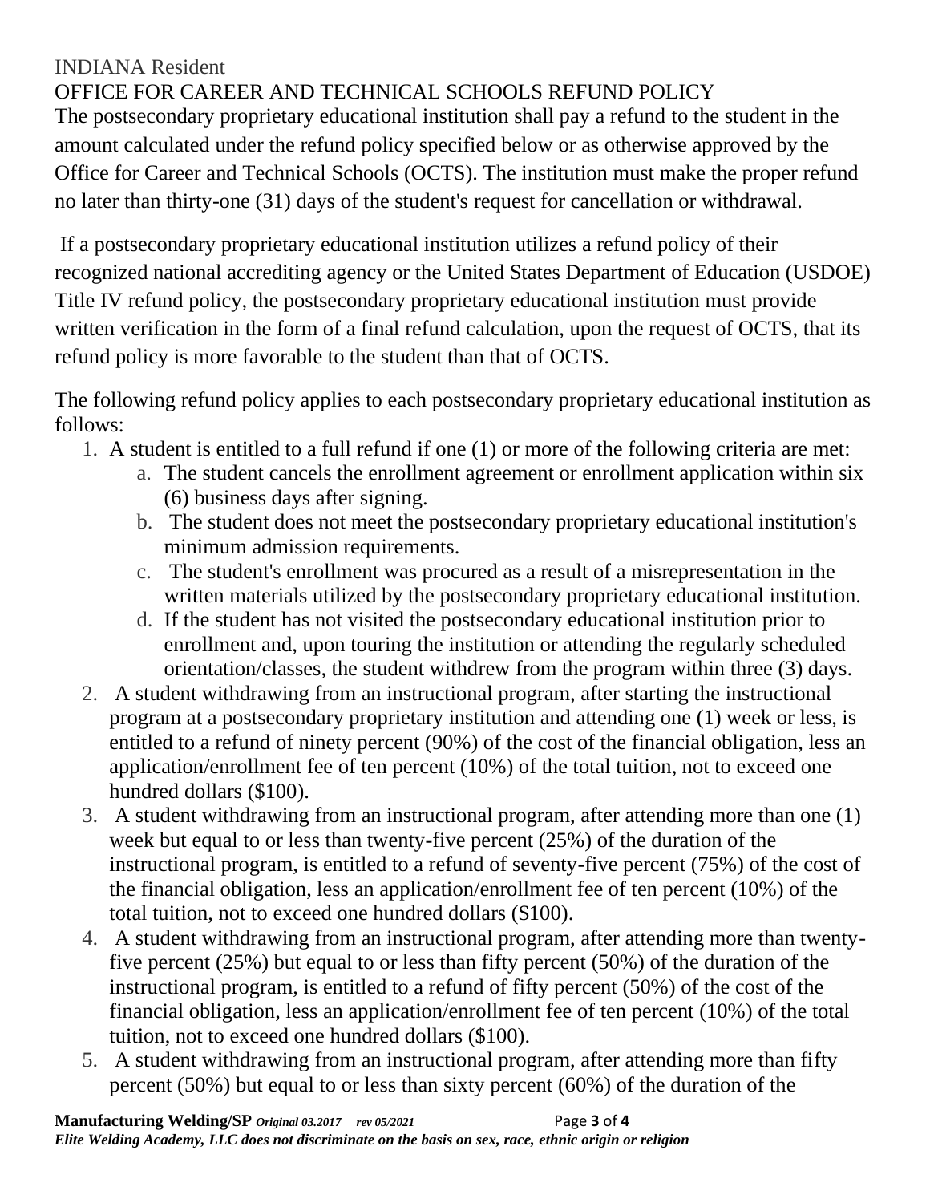## INDIANA Resident

## OFFICE FOR CAREER AND TECHNICAL SCHOOLS REFUND POLICY

The postsecondary proprietary educational institution shall pay a refund to the student in the amount calculated under the refund policy specified below or as otherwise approved by the Office for Career and Technical Schools (OCTS). The institution must make the proper refund no later than thirty-one (31) days of the student's request for cancellation or withdrawal.

If a postsecondary proprietary educational institution utilizes a refund policy of their recognized national accrediting agency or the United States Department of Education (USDOE) Title IV refund policy, the postsecondary proprietary educational institution must provide written verification in the form of a final refund calculation, upon the request of OCTS, that its refund policy is more favorable to the student than that of OCTS.

The following refund policy applies to each postsecondary proprietary educational institution as follows:

1. A student is entitled to a full refund if one (1) or more of the following criteria are met:
   a. The student cancels the enrollment agreement or enrollment application within six (6) business days after signing.
   b. The student does not meet the postsecondary proprietary educational institution's minimum admission requirements.
   c. The student's enrollment was procured as a result of a misrepresentation in the written materials utilized by the postsecondary proprietary educational institution.
   d. If the student has not visited the postsecondary educational institution prior to enrollment and, upon touring the institution or attending the regularly scheduled orientation/classes, the student withdrew from the program within three (3) days.
2. A student withdrawing from an instructional program, after starting the instructional program at a postsecondary proprietary institution and attending one (1) week or less, is entitled to a refund of ninety percent (90%) of the cost of the financial obligation, less an application/enrollment fee of ten percent (10%) of the total tuition, not to exceed one hundred dollars ($100).
3. A student withdrawing from an instructional program, after attending more than one (1) week but equal to or less than twenty-five percent (25%) of the duration of the instructional program, is entitled to a refund of seventy-five percent (75%) of the cost of the financial obligation, less an application/enrollment fee of ten percent (10%) of the total tuition, not to exceed one hundred dollars ($100).
4. A student withdrawing from an instructional program, after attending more than twenty-five percent (25%) but equal to or less than fifty percent (50%) of the duration of the instructional program, is entitled to a refund of fifty percent (50%) of the cost of the financial obligation, less an application/enrollment fee of ten percent (10%) of the total tuition, not to exceed one hundred dollars ($100).
5. A student withdrawing from an instructional program, after attending more than fifty percent (50%) but equal to or less than sixty percent (60%) of the duration of the

**Manufacturing Welding/SP** ***Original 03.2017 rev 05/2021***

***Elite Welding Academy, LLC does not discriminate on the basis on sex, race, ethnic origin or religion***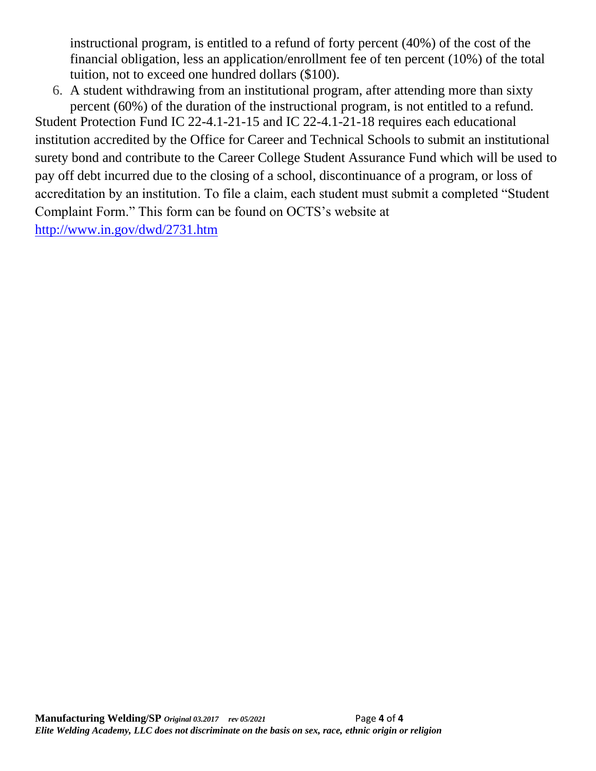instructional program, is entitled to a refund of forty percent (40%) of the cost of the financial obligation, less an application/enrollment fee of ten percent (10%) of the total tuition, not to exceed one hundred dollars ($100).

6. A student withdrawing from an institutional program, after attending more than sixty percent (60%) of the duration of the instructional program, is not entitled to a refund.

Student Protection Fund IC 22-4.1-21-15 and IC 22-4.1-21-18 requires each educational institution accredited by the Office for Career and Technical Schools to submit an institutional surety bond and contribute to the Career College Student Assurance Fund which will be used to pay off debt incurred due to the closing of a school, discontinuance of a program, or loss of accreditation by an institution. To file a claim, each student must submit a completed "Student Complaint Form." This form can be found on OCTS's website at [http://www.in.gov/dwd/2731.htm](http://www.in.gov/dwd/2731.htm)